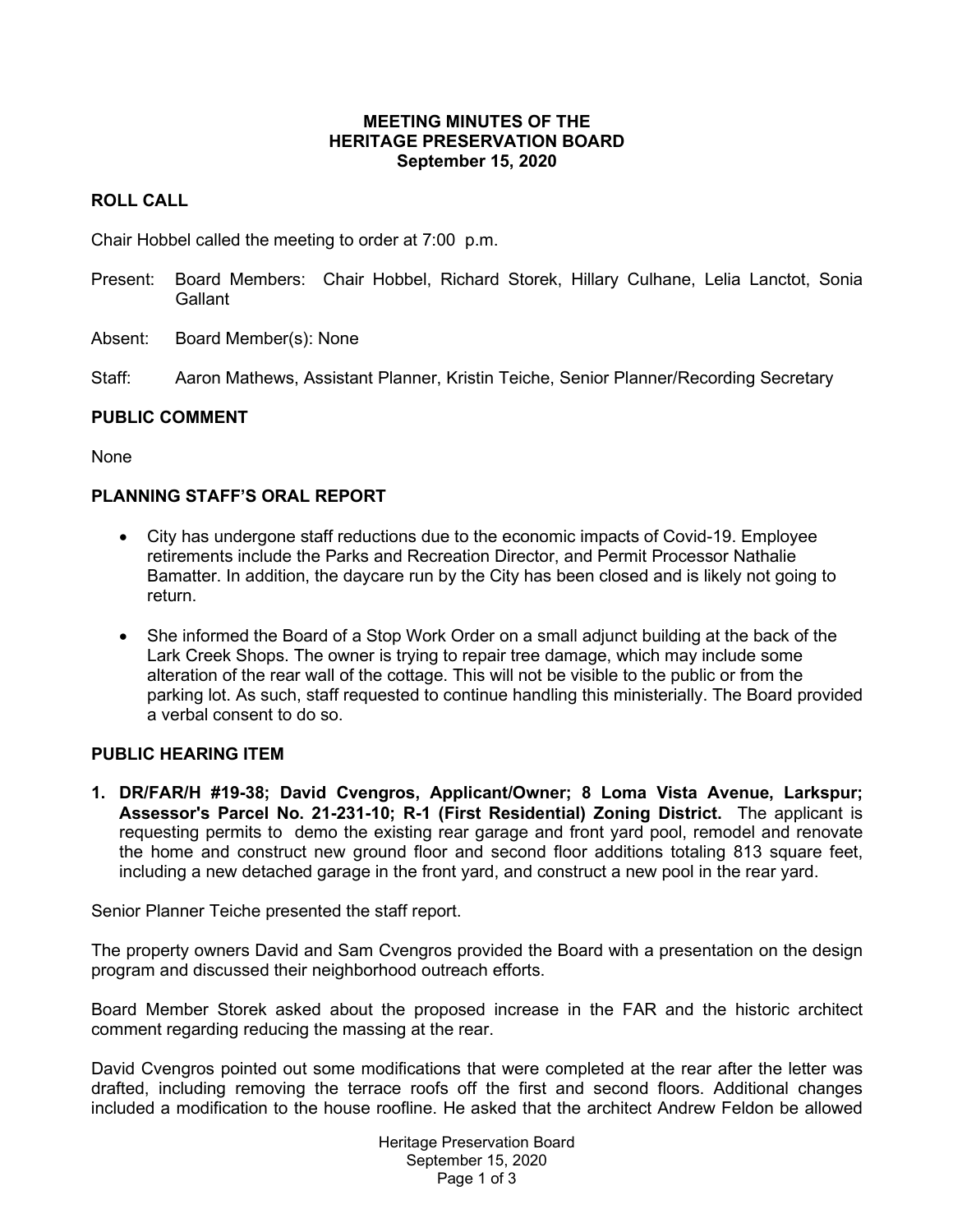# MEETING MINUTES OF THE HERITAGE PRESERVATION BOARD
## September 15, 2020

## ROLL CALL

Chair Hobbel called the meeting to order at 7:00 p.m.

Present: Board Members: Chair Hobbel, Richard Storek, Hillary Culhane, Lelia Lanctot, Sonia Gallant

Absent: Board Member(s): None

Staff: Aaron Mathews, Assistant Planner, Kristin Teiche, Senior Planner/Recording Secretary

## PUBLIC COMMENT

None

## PLANNING STAFF'S ORAL REPORT

- City has undergone staff reductions due to the economic impacts of Covid-19. Employee retirements include the Parks and Recreation Director, and Permit Processor Nathalie Bamatter. In addition, the daycare run by the City has been closed and is likely not going to return.
- She informed the Board of a Stop Work Order on a small adjunct building at the back of the Lark Creek Shops. The owner is trying to repair tree damage, which may include some alteration of the rear wall of the cottage. This will not be visible to the public or from the parking lot. As such, staff requested to continue handling this ministerially. The Board provided a verbal consent to do so.

## PUBLIC HEARING ITEM

1. **DR/FAR/H #19-38; David Cvengros, Applicant/Owner; 8 Loma Vista Avenue, Larkspur; Assessor's Parcel No. 21-231-10; R-1 (First Residential) Zoning District.** The applicant is requesting permits to demo the existing rear garage and front yard pool, remodel and renovate the home and construct new ground floor and second floor additions totaling 813 square feet, including a new detached garage in the front yard, and construct a new pool in the rear yard.

Senior Planner Teiche presented the staff report.

The property owners David and Sam Cvengros provided the Board with a presentation on the design program and discussed their neighborhood outreach efforts.

Board Member Storek asked about the proposed increase in the FAR and the historic architect comment regarding reducing the massing at the rear.

David Cvengros pointed out some modifications that were completed at the rear after the letter was drafted, including removing the terrace roofs off the first and second floors. Additional changes included a modification to the house roofline. He asked that the architect Andrew Feldon be allowed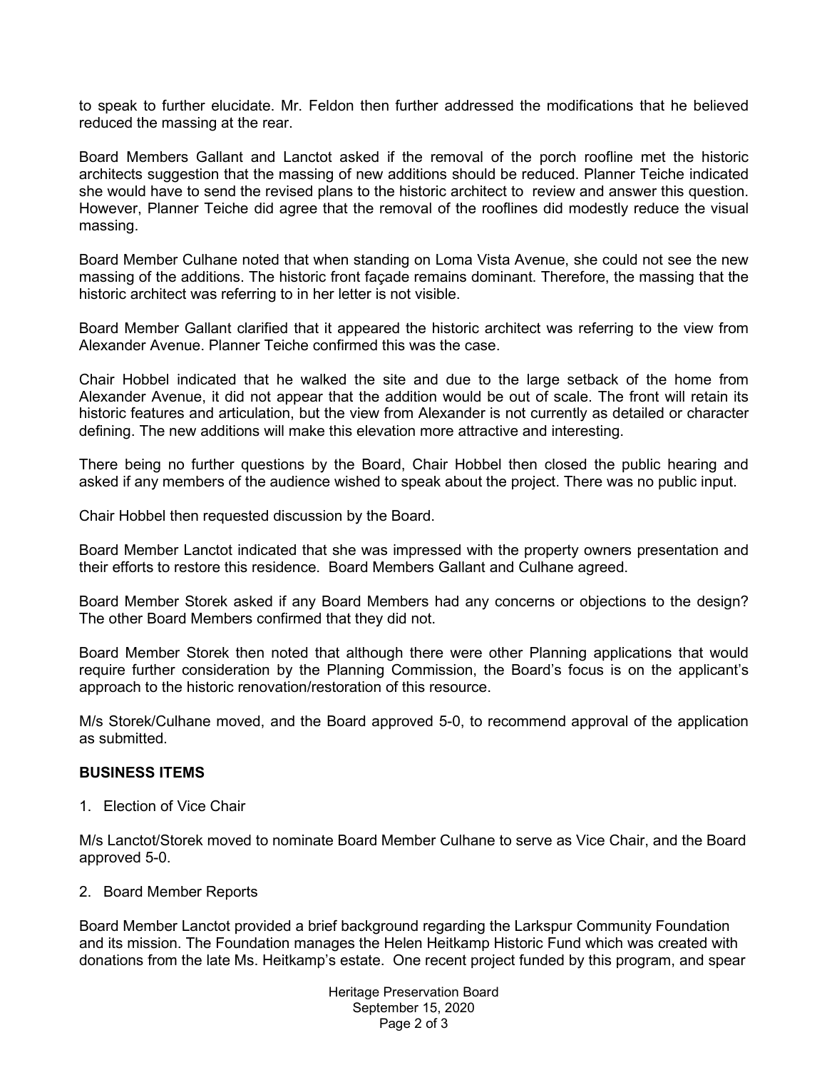to speak to further elucidate. Mr. Feldon then further addressed the modifications that he believed reduced the massing at the rear.

Board Members Gallant and Lanctot asked if the removal of the porch roofline met the historic architects suggestion that the massing of new additions should be reduced. Planner Teiche indicated she would have to send the revised plans to the historic architect to review and answer this question. However, Planner Teiche did agree that the removal of the rooflines did modestly reduce the visual massing.

Board Member Culhane noted that when standing on Loma Vista Avenue, she could not see the new massing of the additions. The historic front façade remains dominant. Therefore, the massing that the historic architect was referring to in her letter is not visible.

Board Member Gallant clarified that it appeared the historic architect was referring to the view from Alexander Avenue. Planner Teiche confirmed this was the case.

Chair Hobbel indicated that he walked the site and due to the large setback of the home from Alexander Avenue, it did not appear that the addition would be out of scale. The front will retain its historic features and articulation, but the view from Alexander is not currently as detailed or character defining. The new additions will make this elevation more attractive and interesting.

There being no further questions by the Board, Chair Hobbel then closed the public hearing and asked if any members of the audience wished to speak about the project. There was no public input.

Chair Hobbel then requested discussion by the Board.

Board Member Lanctot indicated that she was impressed with the property owners presentation and their efforts to restore this residence. Board Members Gallant and Culhane agreed.

Board Member Storek asked if any Board Members had any concerns or objections to the design? The other Board Members confirmed that they did not.

Board Member Storek then noted that although there were other Planning applications that would require further consideration by the Planning Commission, the Board's focus is on the applicant's approach to the historic renovation/restoration of this resource.

M/s Storek/Culhane moved, and the Board approved 5-0, to recommend approval of the application as submitted.

**BUSINESS ITEMS**

1. Election of Vice Chair

M/s Lanctot/Storek moved to nominate Board Member Culhane to serve as Vice Chair, and the Board approved 5-0.

2. Board Member Reports

Board Member Lanctot provided a brief background regarding the Larkspur Community Foundation and its mission. The Foundation manages the Helen Heitkamp Historic Fund which was created with donations from the late Ms. Heitkamp's estate. One recent project funded by this program, and spear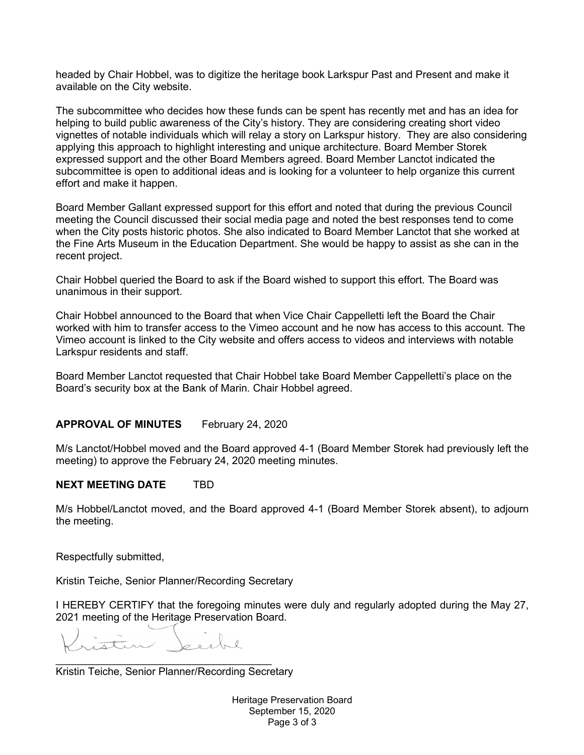headed by Chair Hobbel, was to digitize the heritage book Larkspur Past and Present and make it available on the City website.

The subcommittee who decides how these funds can be spent has recently met and has an idea for helping to build public awareness of the City's history. They are considering creating short video vignettes of notable individuals which will relay a story on Larkspur history. They are also considering applying this approach to highlight interesting and unique architecture. Board Member Storek expressed support and the other Board Members agreed. Board Member Lanctot indicated the subcommittee is open to additional ideas and is looking for a volunteer to help organize this current effort and make it happen.

Board Member Gallant expressed support for this effort and noted that during the previous Council meeting the Council discussed their social media page and noted the best responses tend to come when the City posts historic photos. She also indicated to Board Member Lanctot that she worked at the Fine Arts Museum in the Education Department. She would be happy to assist as she can in the recent project.

Chair Hobbel queried the Board to ask if the Board wished to support this effort. The Board was unanimous in their support.

Chair Hobbel announced to the Board that when Vice Chair Cappelletti left the Board the Chair worked with him to transfer access to the Vimeo account and he now has access to this account. The Vimeo account is linked to the City website and offers access to videos and interviews with notable Larkspur residents and staff.

Board Member Lanctot requested that Chair Hobbel take Board Member Cappelletti's place on the Board's security box at the Bank of Marin. Chair Hobbel agreed.

**APPROVAL OF MINUTES** February 24, 2020

M/s Lanctot/Hobbel moved and the Board approved 4-1 (Board Member Storek had previously left the meeting) to approve the February 24, 2020 meeting minutes.

**NEXT MEETING DATE** TBD

M/s Hobbel/Lanctot moved, and the Board approved 4-1 (Board Member Storek absent), to adjourn the meeting.

Respectfully submitted,

Kristin Teiche, Senior Planner/Recording Secretary

I HEREBY CERTIFY that the foregoing minutes were duly and regularly adopted during the May 27, 2021 meeting of the Heritage Preservation Board.

Kristin Teiche

___________________________________

Kristin Teiche, Senior Planner/Recording Secretary